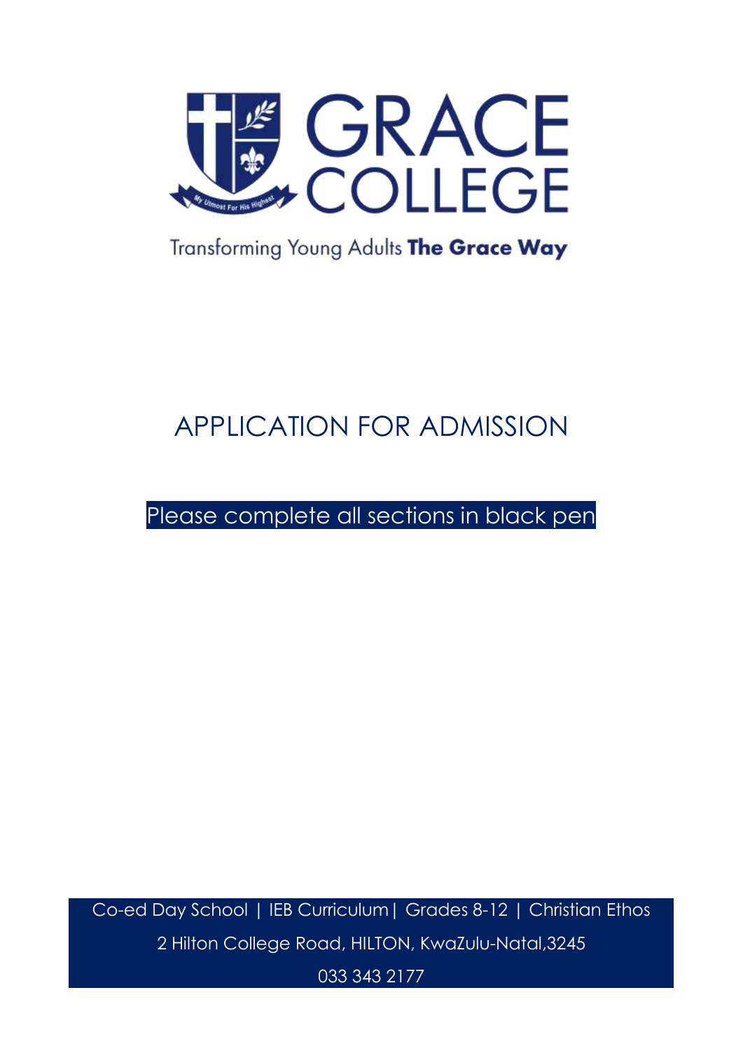# GRACE COLLEGE

My Utmost For His Highest

Transforming Young Adults **The Grace Way**

## APPLICATION FOR ADMISSION

Please complete all sections in black pen

Co-ed Day School | IEB Curriculum | Grades 8-12 | Christian Ethos

2 Hilton College Road, HILTON, KwaZulu-Natal,3245

033 343 2177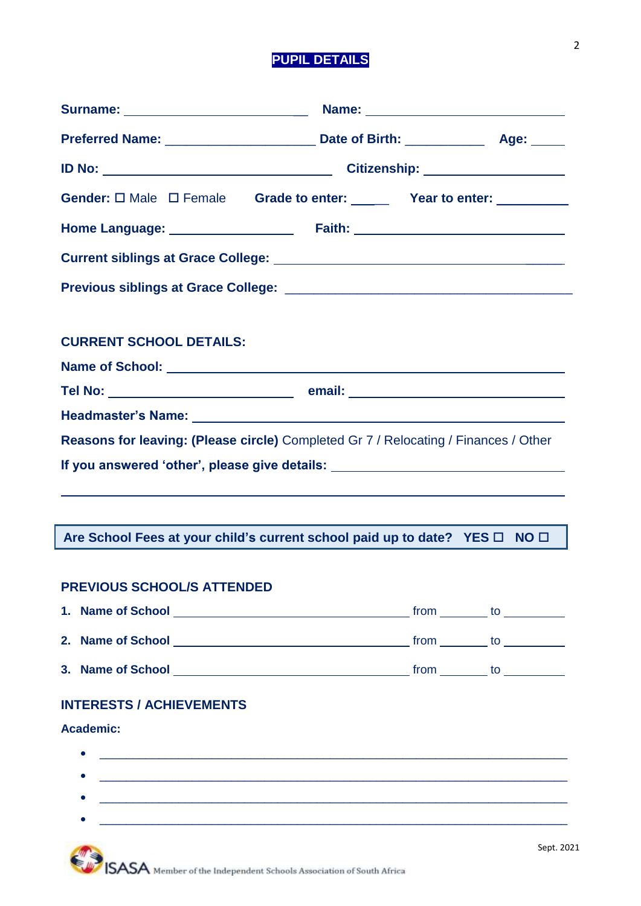## PUPIL DETAILS

**Surname:** ________________________ **Name:** ___________________________

**Preferred Name:** ____________________ **Date of Birth:** ___________ **Age:** _____

**ID No:** ______________________________ **Citizenship:** ___________________

**Gender:** ☐ Male ☐ Female **Grade to enter:** _____ **Year to enter:** __________

**Home Language:** ________________ **Faith:** ______________________________

**Current siblings at Grace College:** _____________________________________

**Previous siblings at Grace College:** _____________________________________

### CURRENT SCHOOL DETAILS:

**Name of School:** _____________________________________________________

**Tel No:** _________________________ **email:** _____________________________

**Headmaster's Name:** __________________________________________________

**Reasons for leaving: (Please circle)** Completed Gr 7 / Relocating / Finances / Other

**If you answered 'other', please give details:** _________________________________

_____________________________________________________________________

**Are School Fees at your child's current school paid up to date? YES ☐ NO ☐**

### PREVIOUS SCHOOL/S ATTENDED

1. **Name of School** ______________________________ from _______ to _________
2. **Name of School** ______________________________ from _______ to _________
3. **Name of School** ______________________________ from _______ to _________

### INTERESTS / ACHIEVEMENTS

**Academic:**

- ______________________________________________________________
- ______________________________________________________________
- ______________________________________________________________
- ______________________________________________________________

ISASA Member of the Independent Schools Association of South Africa

Sept. 2021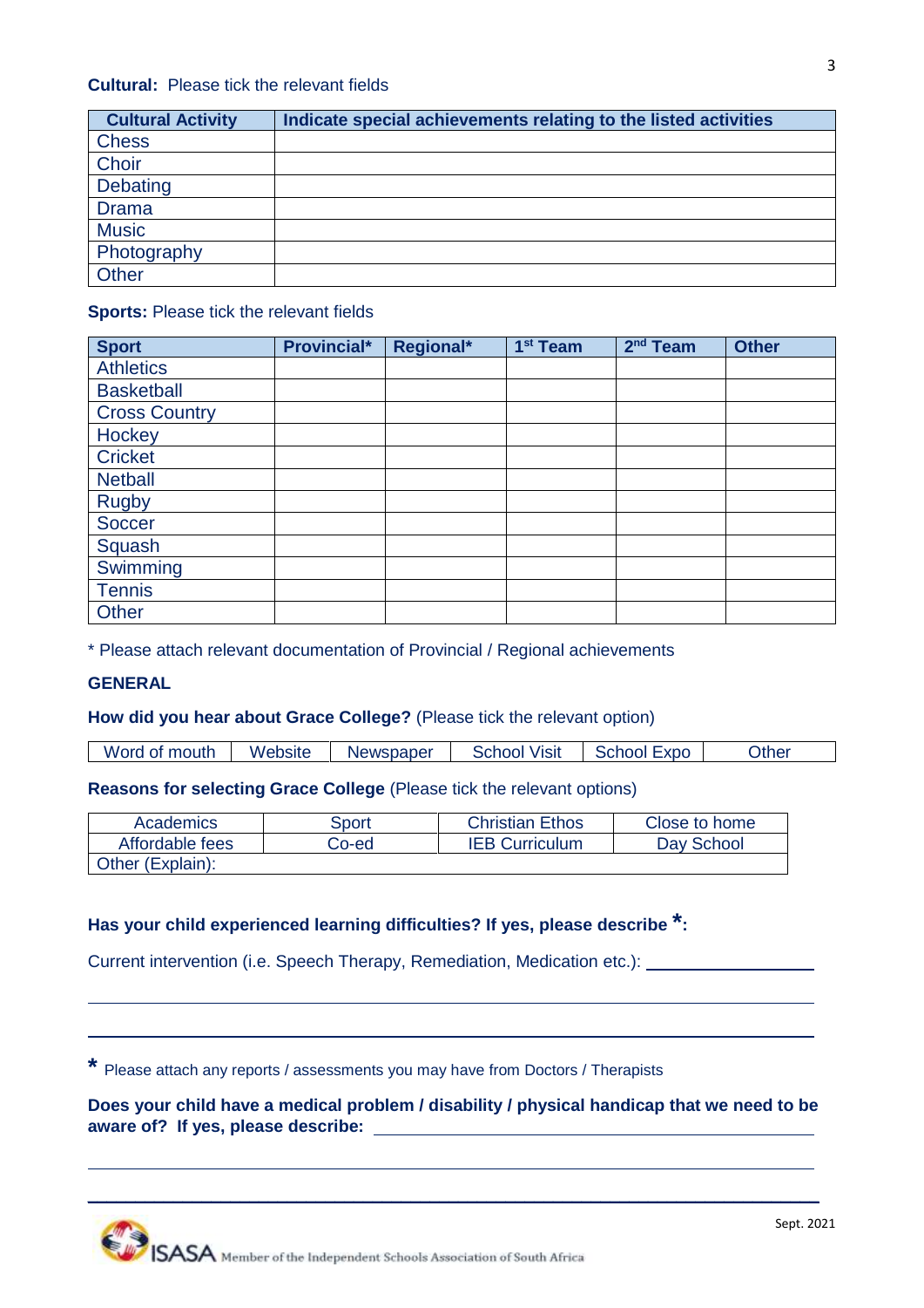**Cultural:** Please tick the relevant fields

| Cultural Activity | Indicate special achievements relating to the listed activities |
|---|---|
| Chess | |
| Choir | |
| Debating | |
| Drama | |
| Music | |
| Photography | |
| Other | |

**Sports:** Please tick the relevant fields

| Sport | Provincial* | Regional* | 1st Team | 2nd Team | Other |
|---|---|---|---|---|---|
| Athletics | | | | | |
| Basketball | | | | | |
| Cross Country | | | | | |
| Hockey | | | | | |
| Cricket | | | | | |
| Netball | | | | | |
| Rugby | | | | | |
| Soccer | | | | | |
| Squash | | | | | |
| Swimming | | | | | |
| Tennis | | | | | |
| Other | | | | | |

* Please attach relevant documentation of Provincial / Regional achievements

**GENERAL**

**How did you hear about Grace College?** (Please tick the relevant option)

| Word of mouth | Website | Newspaper | School Visit | School Expo | Other |
|---|---|---|---|---|---|

**Reasons for selecting Grace College** (Please tick the relevant options)

| Academics | Sport | Christian Ethos | Close to home |
|---|---|---|---|
| Affordable fees | Co-ed | IEB Curriculum | Day School |
| Other (Explain): | | | |

**Has your child experienced learning difficulties? If yes, please describe *:**

Current intervention (i.e. Speech Therapy, Remediation, Medication etc.): ____________________

______________________________________________________________________________

______________________________________________________________________________

* Please attach any reports / assessments you may have from Doctors / Therapists

**Does your child have a medical problem / disability / physical handicap that we need to be aware of? If yes, please describe:** ____________________________________________

______________________________________________________________________________

______________________________________________________________________________

Sept. 2021

ISASA Member of the Independent Schools Association of South Africa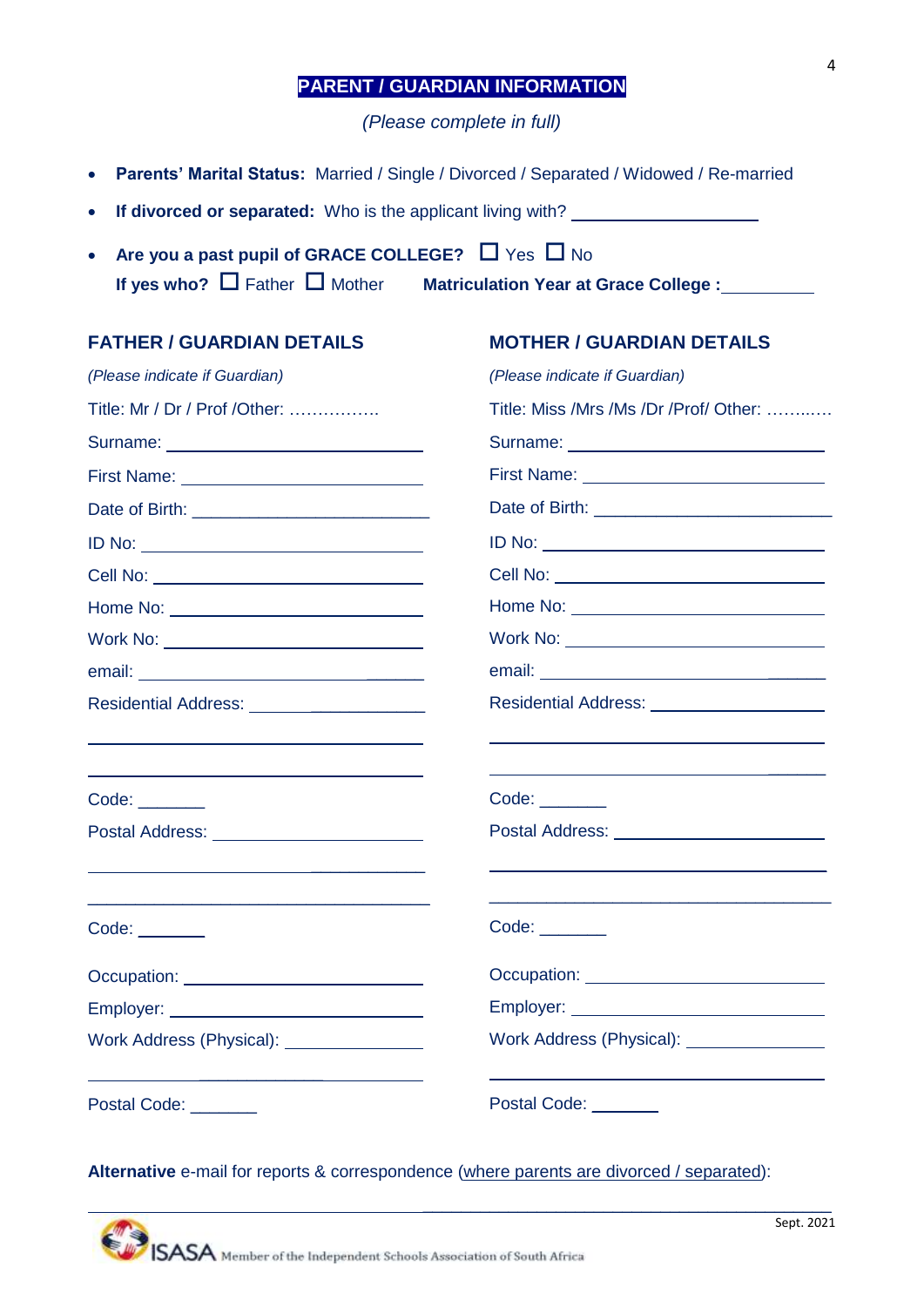## PARENT / GUARDIAN INFORMATION

*(Please complete in full)*

- **Parents' Marital Status:** Married / Single / Divorced / Separated / Widowed / Re-married
- **If divorced or separated:** Who is the applicant living with? ____________________
- **Are you a past pupil of GRACE COLLEGE?** ☐ Yes ☐ No
  **If yes who?** ☐ Father ☐ Mother **Matriculation Year at Grace College :** __________

### FATHER / GUARDIAN DETAILS

*(Please indicate if Guardian)*

Title: Mr / Dr / Prof /Other: …………….

Surname: ____________________________

First Name: ____________________________

Date of Birth: ____________________________

ID No: ____________________________

Cell No: ____________________________

Home No: ____________________________

Work No: ____________________________

email: ____________________________

Residential Address: ____________________________

____________________________

____________________________

Code: _______

Postal Address: ____________________________

____________________________

____________________________

Code: _______

Occupation: ____________________________

Employer: ____________________________

Work Address (Physical): ____________________________

____________________________

Postal Code: _______

### MOTHER / GUARDIAN DETAILS

*(Please indicate if Guardian)*

Title: Miss /Mrs /Ms /Dr /Prof/ Other: ……..….

Surname: ____________________________

First Name: ____________________________

Date of Birth: ____________________________

ID No: ____________________________

Cell No: ____________________________

Home No: ____________________________

Work No: ____________________________

email: ____________________________

Residential Address: ____________________________

____________________________

____________________________

Code: _______

Postal Address: ____________________________

____________________________

____________________________

Code: _______

Occupation: ____________________________

Employer: ____________________________

Work Address (Physical): ____________________________

____________________________

Postal Code: _______

**Alternative** e-mail for reports & correspondence (where parents are divorced / separated):

________________________________________________________________

Sept. 2021

ISASA Member of the Independent Schools Association of South Africa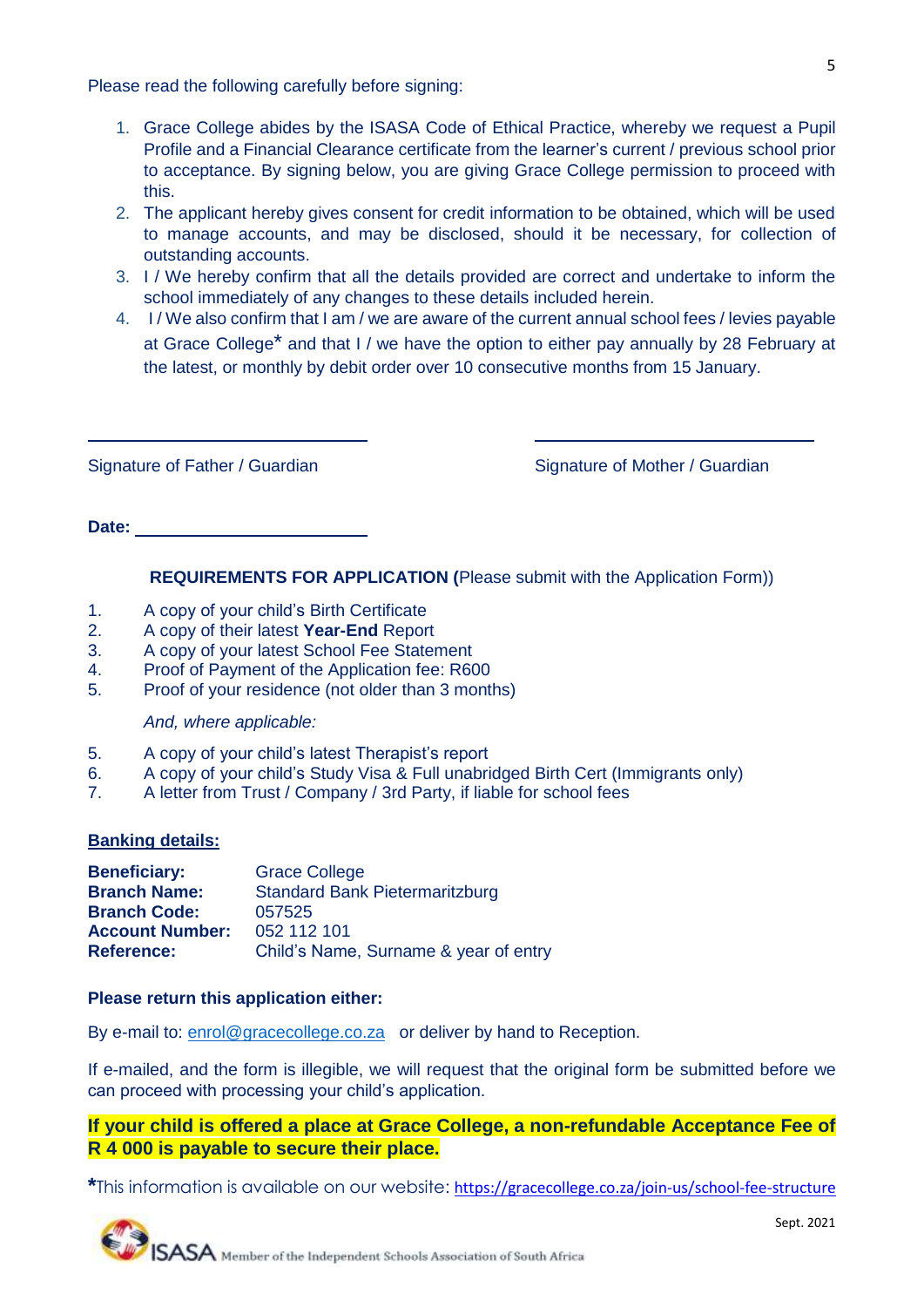Please read the following carefully before signing:

1. Grace College abides by the ISASA Code of Ethical Practice, whereby we request a Pupil Profile and a Financial Clearance certificate from the learner's current / previous school prior to acceptance. By signing below, you are giving Grace College permission to proceed with this.
2. The applicant hereby gives consent for credit information to be obtained, which will be used to manage accounts, and may be disclosed, should it be necessary, for collection of outstanding accounts.
3. I / We hereby confirm that all the details provided are correct and undertake to inform the school immediately of any changes to these details included herein.
4. I / We also confirm that I am / we are aware of the current annual school fees / levies payable at Grace College* and that I / we have the option to either pay annually by 28 February at the latest, or monthly by debit order over 10 consecutive months from 15 January.

\_\_\_\_\_\_\_\_\_\_\_\_\_\_\_\_\_\_\_\_\_\_\_\_\_\_\_\_ Signature of Father / Guardian

\_\_\_\_\_\_\_\_\_\_\_\_\_\_\_\_\_\_\_\_\_\_\_\_\_\_\_\_ Signature of Mother / Guardian

**Date:** \_\_\_\_\_\_\_\_\_\_\_\_\_\_\_\_\_\_\_\_\_\_

**REQUIREMENTS FOR APPLICATION (**Please submit with the Application Form))

1. A copy of your child's Birth Certificate
2. A copy of their latest **Year-End** Report
3. A copy of your latest School Fee Statement
4. Proof of Payment of the Application fee: R600
5. Proof of your residence (not older than 3 months)

*And, where applicable:*

5. A copy of your child's latest Therapist's report
6. A copy of your child's Study Visa & Full unabridged Birth Cert (Immigrants only)
7. A letter from Trust / Company / 3rd Party, if liable for school fees

**Banking details:**

| | |
|---|---|
| **Beneficiary:** | Grace College |
| **Branch Name:** | Standard Bank Pietermaritzburg |
| **Branch Code:** | 057525 |
| **Account Number:** | 052 112 101 |
| **Reference:** | Child's Name, Surname & year of entry |

**Please return this application either:**

By e-mail to: enrol@gracecollege.co.za or deliver by hand to Reception.

If e-mailed, and the form is illegible, we will request that the original form be submitted before we can proceed with processing your child's application.

**If your child is offered a place at Grace College, a non-refundable Acceptance Fee of R 4 000 is payable to secure their place.**

***This information is available on our website: https://gracecollege.co.za/join-us/school-fee-structure

Sept. 2021

ISASA Member of the Independent Schools Association of South Africa